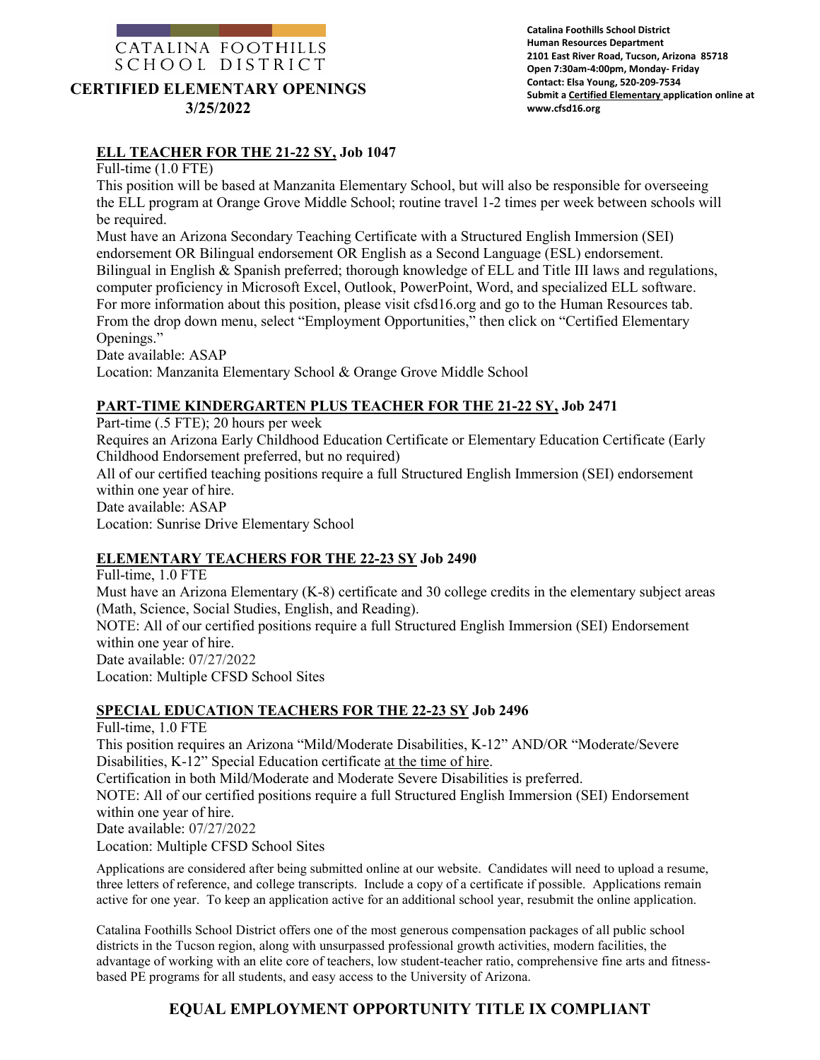# CATALINA FOOTHILLS SCHOOL DISTRICT

**Catalina Foothills School District**
**Human Resources Department**
**2101 East River Road, Tucson, Arizona 85718**
**Open 7:30am-4:00pm, Monday- Friday**
**Contact: Elsa Young, 520-209-7534**
**Submit a Certified Elementary application online at www.cfsd16.org**

## CERTIFIED ELEMENTARY OPENINGS
## 3/25/2022

### ELL TEACHER FOR THE 21-22 SY, Job 1047

Full-time (1.0 FTE)

This position will be based at Manzanita Elementary School, but will also be responsible for overseeing the ELL program at Orange Grove Middle School; routine travel 1-2 times per week between schools will be required.

Must have an Arizona Secondary Teaching Certificate with a Structured English Immersion (SEI) endorsement OR Bilingual endorsement OR English as a Second Language (ESL) endorsement.

Bilingual in English & Spanish preferred; thorough knowledge of ELL and Title III laws and regulations, computer proficiency in Microsoft Excel, Outlook, PowerPoint, Word, and specialized ELL software.

For more information about this position, please visit cfsd16.org and go to the Human Resources tab. From the drop down menu, select "Employment Opportunities," then click on "Certified Elementary Openings."

Date available: ASAP

Location: Manzanita Elementary School & Orange Grove Middle School

### PART-TIME KINDERGARTEN PLUS TEACHER FOR THE 21-22 SY, Job 2471

Part-time (.5 FTE); 20 hours per week

Requires an Arizona Early Childhood Education Certificate or Elementary Education Certificate (Early Childhood Endorsement preferred, but no required)

All of our certified teaching positions require a full Structured English Immersion (SEI) endorsement within one year of hire.

Date available: ASAP

Location: Sunrise Drive Elementary School

### ELEMENTARY TEACHERS FOR THE 22-23 SY Job 2490

Full-time, 1.0 FTE

Must have an Arizona Elementary (K-8) certificate and 30 college credits in the elementary subject areas (Math, Science, Social Studies, English, and Reading).

NOTE: All of our certified positions require a full Structured English Immersion (SEI) Endorsement within one year of hire.

Date available: 07/27/2022

Location: Multiple CFSD School Sites

### SPECIAL EDUCATION TEACHERS FOR THE 22-23 SY Job 2496

Full-time, 1.0 FTE

This position requires an Arizona "Mild/Moderate Disabilities, K-12" AND/OR "Moderate/Severe Disabilities, K-12" Special Education certificate at the time of hire.

Certification in both Mild/Moderate and Moderate Severe Disabilities is preferred.

NOTE: All of our certified positions require a full Structured English Immersion (SEI) Endorsement within one year of hire.

Date available: 07/27/2022

Location: Multiple CFSD School Sites

Applications are considered after being submitted online at our website. Candidates will need to upload a resume, three letters of reference, and college transcripts. Include a copy of a certificate if possible. Applications remain active for one year. To keep an application active for an additional school year, resubmit the online application.

Catalina Foothills School District offers one of the most generous compensation packages of all public school districts in the Tucson region, along with unsurpassed professional growth activities, modern facilities, the advantage of working with an elite core of teachers, low student-teacher ratio, comprehensive fine arts and fitness-based PE programs for all students, and easy access to the University of Arizona.

## EQUAL EMPLOYMENT OPPORTUNITY TITLE IX COMPLIANT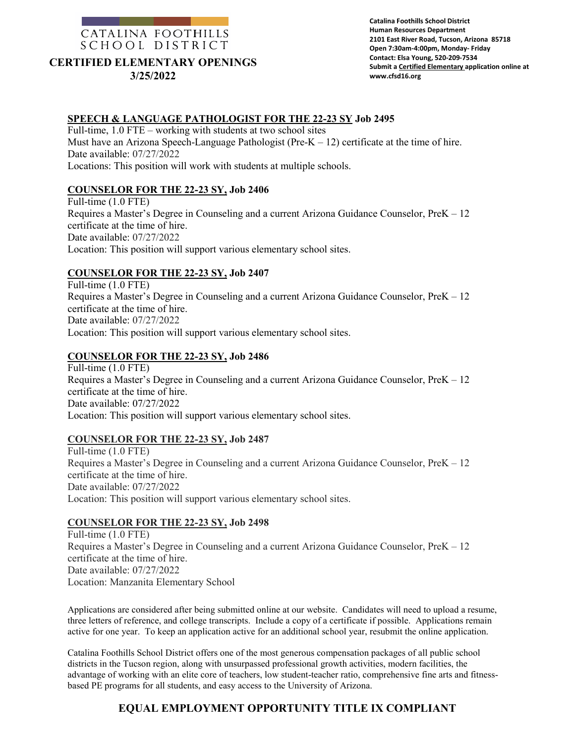CATALINA FOOTHILLS SCHOOL DISTRICT

# CERTIFIED ELEMENTARY OPENINGS
## 3/25/2022

**Catalina Foothills School District**
**Human Resources Department**
**2101 East River Road, Tucson, Arizona 85718**
**Open 7:30am-4:00pm, Monday- Friday**
**Contact: Elsa Young, 520-209-7534**
**Submit a Certified Elementary application online at www.cfsd16.org**

### SPEECH & LANGUAGE PATHOLOGIST FOR THE 22-23 SY Job 2495

Full-time, 1.0 FTE – working with students at two school sites
Must have an Arizona Speech-Language Pathologist (Pre-K – 12) certificate at the time of hire.
Date available: 07/27/2022
Locations: This position will work with students at multiple schools.

### COUNSELOR FOR THE 22-23 SY, Job 2406

Full-time (1.0 FTE)
Requires a Master's Degree in Counseling and a current Arizona Guidance Counselor, PreK – 12 certificate at the time of hire.
Date available: 07/27/2022
Location: This position will support various elementary school sites.

### COUNSELOR FOR THE 22-23 SY, Job 2407

Full-time (1.0 FTE)
Requires a Master's Degree in Counseling and a current Arizona Guidance Counselor, PreK – 12 certificate at the time of hire.
Date available: 07/27/2022
Location: This position will support various elementary school sites.

### COUNSELOR FOR THE 22-23 SY, Job 2486

Full-time (1.0 FTE)
Requires a Master's Degree in Counseling and a current Arizona Guidance Counselor, PreK – 12 certificate at the time of hire.
Date available: 07/27/2022
Location: This position will support various elementary school sites.

### COUNSELOR FOR THE 22-23 SY, Job 2487

Full-time (1.0 FTE)
Requires a Master's Degree in Counseling and a current Arizona Guidance Counselor, PreK – 12 certificate at the time of hire.
Date available: 07/27/2022
Location: This position will support various elementary school sites.

### COUNSELOR FOR THE 22-23 SY, Job 2498

Full-time (1.0 FTE)
Requires a Master's Degree in Counseling and a current Arizona Guidance Counselor, PreK – 12 certificate at the time of hire.
Date available: 07/27/2022
Location: Manzanita Elementary School

Applications are considered after being submitted online at our website. Candidates will need to upload a resume, three letters of reference, and college transcripts. Include a copy of a certificate if possible. Applications remain active for one year. To keep an application active for an additional school year, resubmit the online application.

Catalina Foothills School District offers one of the most generous compensation packages of all public school districts in the Tucson region, along with unsurpassed professional growth activities, modern facilities, the advantage of working with an elite core of teachers, low student-teacher ratio, comprehensive fine arts and fitness-based PE programs for all students, and easy access to the University of Arizona.

**EQUAL EMPLOYMENT OPPORTUNITY TITLE IX COMPLIANT**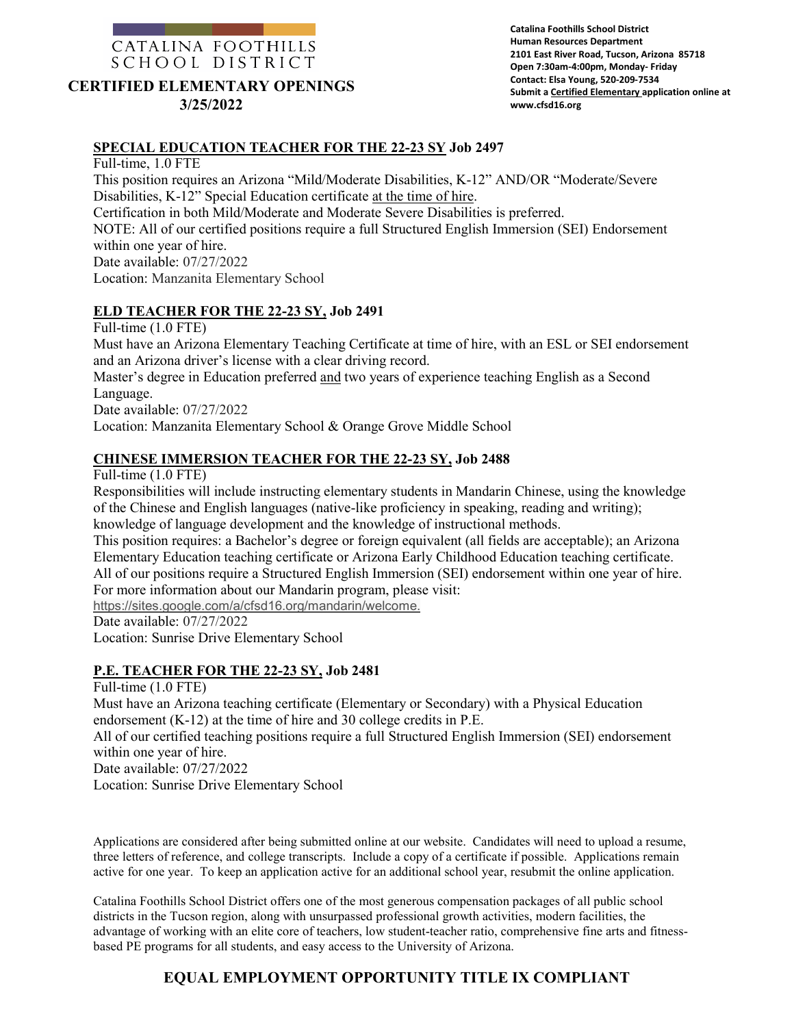CATALINA FOOTHILLS
SCHOOL DISTRICT

# CERTIFIED ELEMENTARY OPENINGS
## 3/25/2022

**Catalina Foothills School District**
**Human Resources Department**
**2101 East River Road, Tucson, Arizona 85718**
**Open 7:30am-4:00pm, Monday- Friday**
**Contact: Elsa Young, 520-209-7534**
**Submit a Certified Elementary application online at www.cfsd16.org**

### SPECIAL EDUCATION TEACHER FOR THE 22-23 SY Job 2497

Full-time, 1.0 FTE

This position requires an Arizona "Mild/Moderate Disabilities, K-12" AND/OR "Moderate/Severe Disabilities, K-12" Special Education certificate at the time of hire.

Certification in both Mild/Moderate and Moderate Severe Disabilities is preferred.

NOTE: All of our certified positions require a full Structured English Immersion (SEI) Endorsement within one year of hire.

Date available: 07/27/2022

Location: Manzanita Elementary School

### ELD TEACHER FOR THE 22-23 SY, Job 2491

Full-time (1.0 FTE)

Must have an Arizona Elementary Teaching Certificate at time of hire, with an ESL or SEI endorsement and an Arizona driver's license with a clear driving record.

Master's degree in Education preferred and two years of experience teaching English as a Second Language.

Date available: 07/27/2022

Location: Manzanita Elementary School & Orange Grove Middle School

### CHINESE IMMERSION TEACHER FOR THE 22-23 SY, Job 2488

Full-time (1.0 FTE)

Responsibilities will include instructing elementary students in Mandarin Chinese, using the knowledge of the Chinese and English languages (native-like proficiency in speaking, reading and writing); knowledge of language development and the knowledge of instructional methods.

This position requires: a Bachelor's degree or foreign equivalent (all fields are acceptable); an Arizona Elementary Education teaching certificate or Arizona Early Childhood Education teaching certificate.

All of our positions require a Structured English Immersion (SEI) endorsement within one year of hire.

For more information about our Mandarin program, please visit:

https://sites.google.com/a/cfsd16.org/mandarin/welcome.

Date available: 07/27/2022

Location: Sunrise Drive Elementary School

### P.E. TEACHER FOR THE 22-23 SY, Job 2481

Full-time (1.0 FTE)

Must have an Arizona teaching certificate (Elementary or Secondary) with a Physical Education endorsement (K-12) at the time of hire and 30 college credits in P.E.

All of our certified teaching positions require a full Structured English Immersion (SEI) endorsement within one year of hire.

Date available: 07/27/2022

Location: Sunrise Drive Elementary School

Applications are considered after being submitted online at our website. Candidates will need to upload a resume, three letters of reference, and college transcripts. Include a copy of a certificate if possible. Applications remain active for one year. To keep an application active for an additional school year, resubmit the online application.

Catalina Foothills School District offers one of the most generous compensation packages of all public school districts in the Tucson region, along with unsurpassed professional growth activities, modern facilities, the advantage of working with an elite core of teachers, low student-teacher ratio, comprehensive fine arts and fitness-based PE programs for all students, and easy access to the University of Arizona.

**EQUAL EMPLOYMENT OPPORTUNITY TITLE IX COMPLIANT**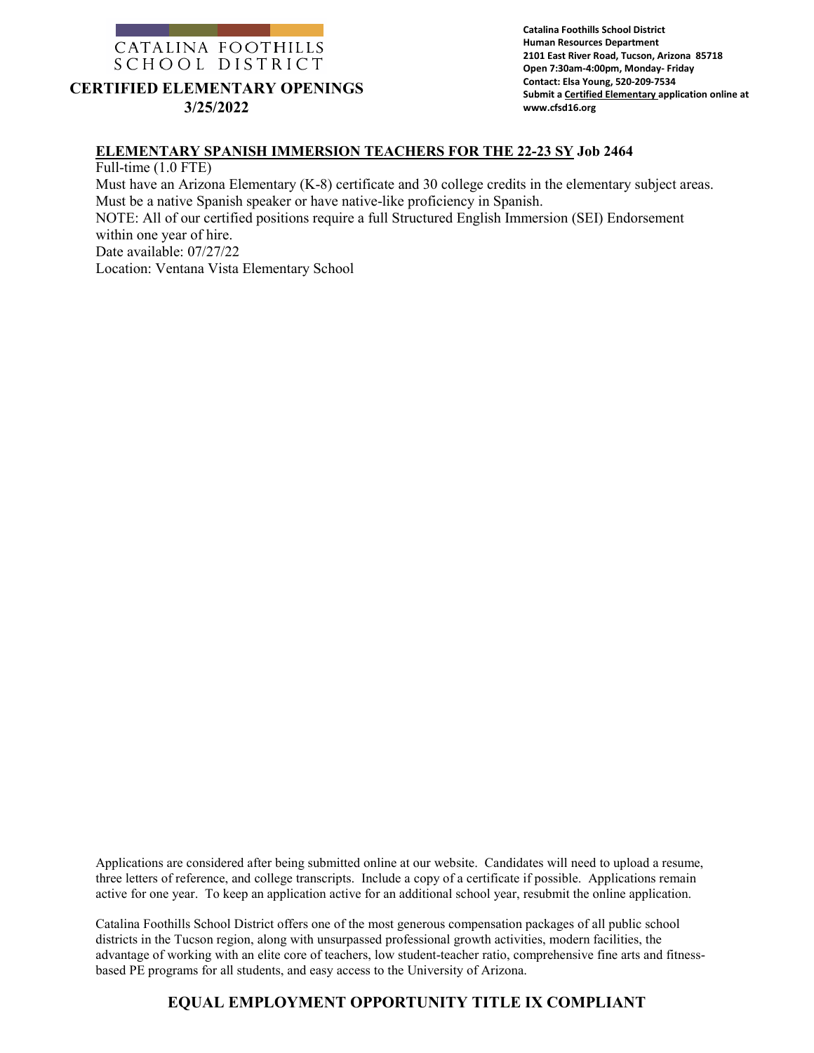CATALINA FOOTHILLS SCHOOL DISTRICT

# CERTIFIED ELEMENTARY OPENINGS
## 3/25/2022

**Catalina Foothills School District**
**Human Resources Department**
**2101 East River Road, Tucson, Arizona 85718**
**Open 7:30am-4:00pm, Monday- Friday**
**Contact: Elsa Young, 520-209-7534**
**Submit a Certified Elementary application online at www.cfsd16.org**

**ELEMENTARY SPANISH IMMERSION TEACHERS FOR THE 22-23 SY Job 2464**

Full-time (1.0 FTE)
Must have an Arizona Elementary (K-8) certificate and 30 college credits in the elementary subject areas.
Must be a native Spanish speaker or have native-like proficiency in Spanish.
NOTE: All of our certified positions require a full Structured English Immersion (SEI) Endorsement within one year of hire.
Date available: 07/27/22
Location: Ventana Vista Elementary School

Applications are considered after being submitted online at our website. Candidates will need to upload a resume, three letters of reference, and college transcripts. Include a copy of a certificate if possible. Applications remain active for one year. To keep an application active for an additional school year, resubmit the online application.

Catalina Foothills School District offers one of the most generous compensation packages of all public school districts in the Tucson region, along with unsurpassed professional growth activities, modern facilities, the advantage of working with an elite core of teachers, low student-teacher ratio, comprehensive fine arts and fitness-based PE programs for all students, and easy access to the University of Arizona.

**EQUAL EMPLOYMENT OPPORTUNITY TITLE IX COMPLIANT**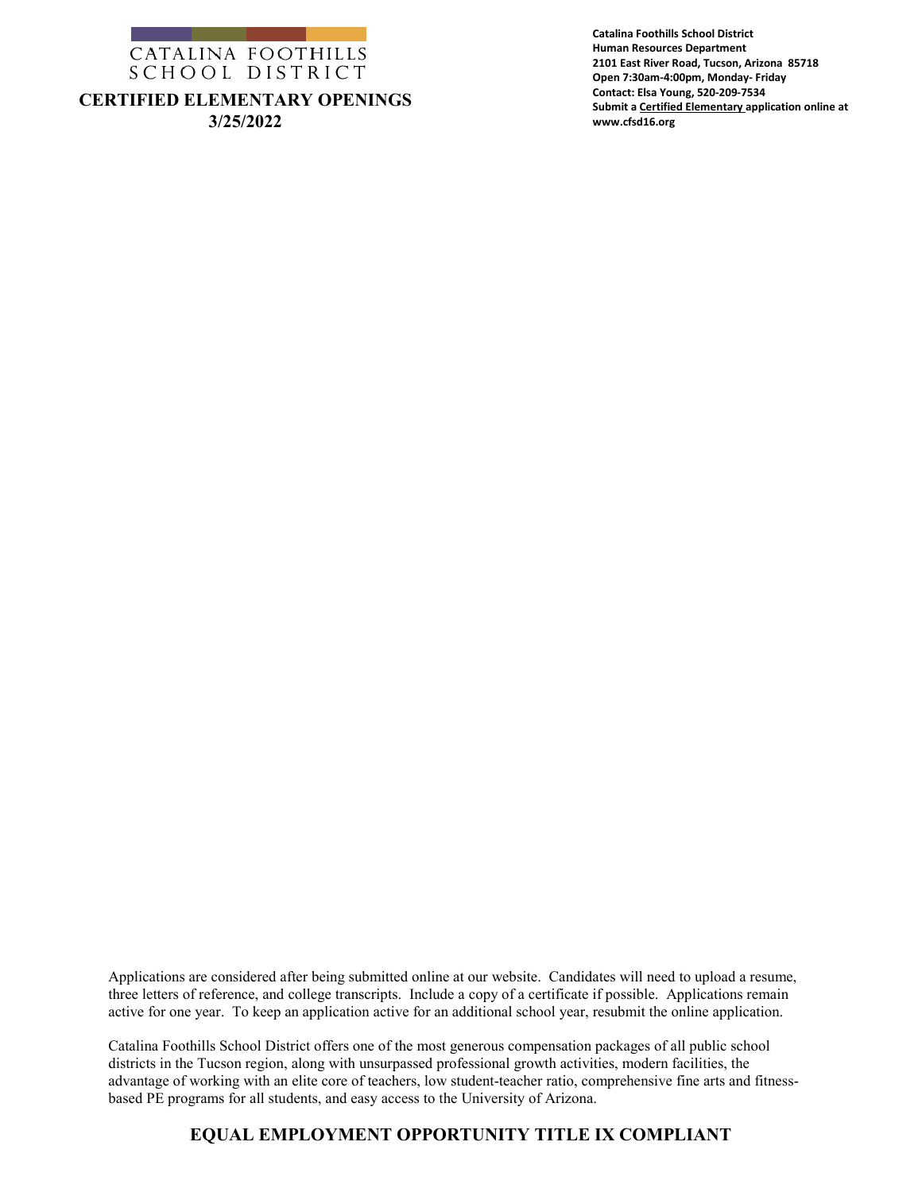CATALINA FOOTHILLS
SCHOOL DISTRICT

# CERTIFIED ELEMENTARY OPENINGS
## 3/25/2022

**Catalina Foothills School District**
**Human Resources Department**
**2101 East River Road, Tucson, Arizona 85718**
**Open 7:30am-4:00pm, Monday- Friday**
**Contact: Elsa Young, 520-209-7534**
**Submit a Certified Elementary application online at**
**www.cfsd16.org**

Applications are considered after being submitted online at our website. Candidates will need to upload a resume, three letters of reference, and college transcripts. Include a copy of a certificate if possible. Applications remain active for one year. To keep an application active for an additional school year, resubmit the online application.

Catalina Foothills School District offers one of the most generous compensation packages of all public school districts in the Tucson region, along with unsurpassed professional growth activities, modern facilities, the advantage of working with an elite core of teachers, low student-teacher ratio, comprehensive fine arts and fitness-based PE programs for all students, and easy access to the University of Arizona.

**EQUAL EMPLOYMENT OPPORTUNITY TITLE IX COMPLIANT**